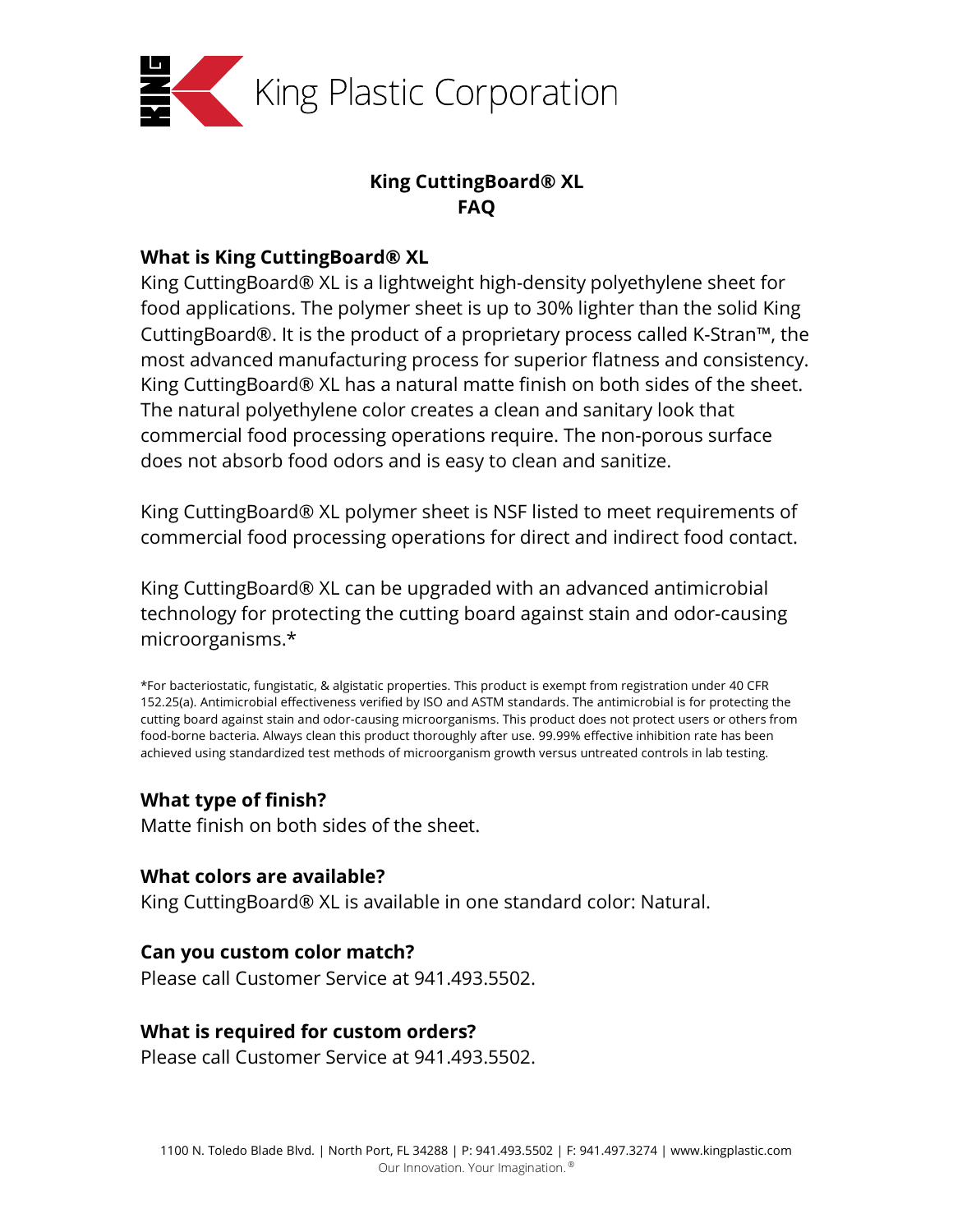King Plastic Corporation

# King CuttingBoard® XL FAQ

## What is King CuttingBoard® XL

King CuttingBoard® XL is a lightweight high-density polyethylene sheet for food applications. The polymer sheet is up to 30% lighter than the solid King CuttingBoard®. It is the product of a proprietary process called K-Stran™, the most advanced manufacturing process for superior flatness and consistency. King CuttingBoard® XL has a natural matte finish on both sides of the sheet. The natural polyethylene color creates a clean and sanitary look that commercial food processing operations require. The non-porous surface does not absorb food odors and is easy to clean and sanitize.

King CuttingBoard® XL polymer sheet is NSF listed to meet requirements of commercial food processing operations for direct and indirect food contact.

King CuttingBoard® XL can be upgraded with an advanced antimicrobial technology for protecting the cutting board against stain and odor-causing microorganisms.*

*For bacteriostatic, fungistatic, & algistatic properties. This product is exempt from registration under 40 CFR 152.25(a). Antimicrobial effectiveness verified by ISO and ASTM standards. The antimicrobial is for protecting the cutting board against stain and odor-causing microorganisms. This product does not protect users or others from food-borne bacteria. Always clean this product thoroughly after use. 99.99% effective inhibition rate has been achieved using standardized test methods of microorganism growth versus untreated controls in lab testing.

## What type of finish?

Matte finish on both sides of the sheet.

## What colors are available?

King CuttingBoard® XL is available in one standard color: Natural.

## Can you custom color match?

Please call Customer Service at 941.493.5502.

## What is required for custom orders?

Please call Customer Service at 941.493.5502.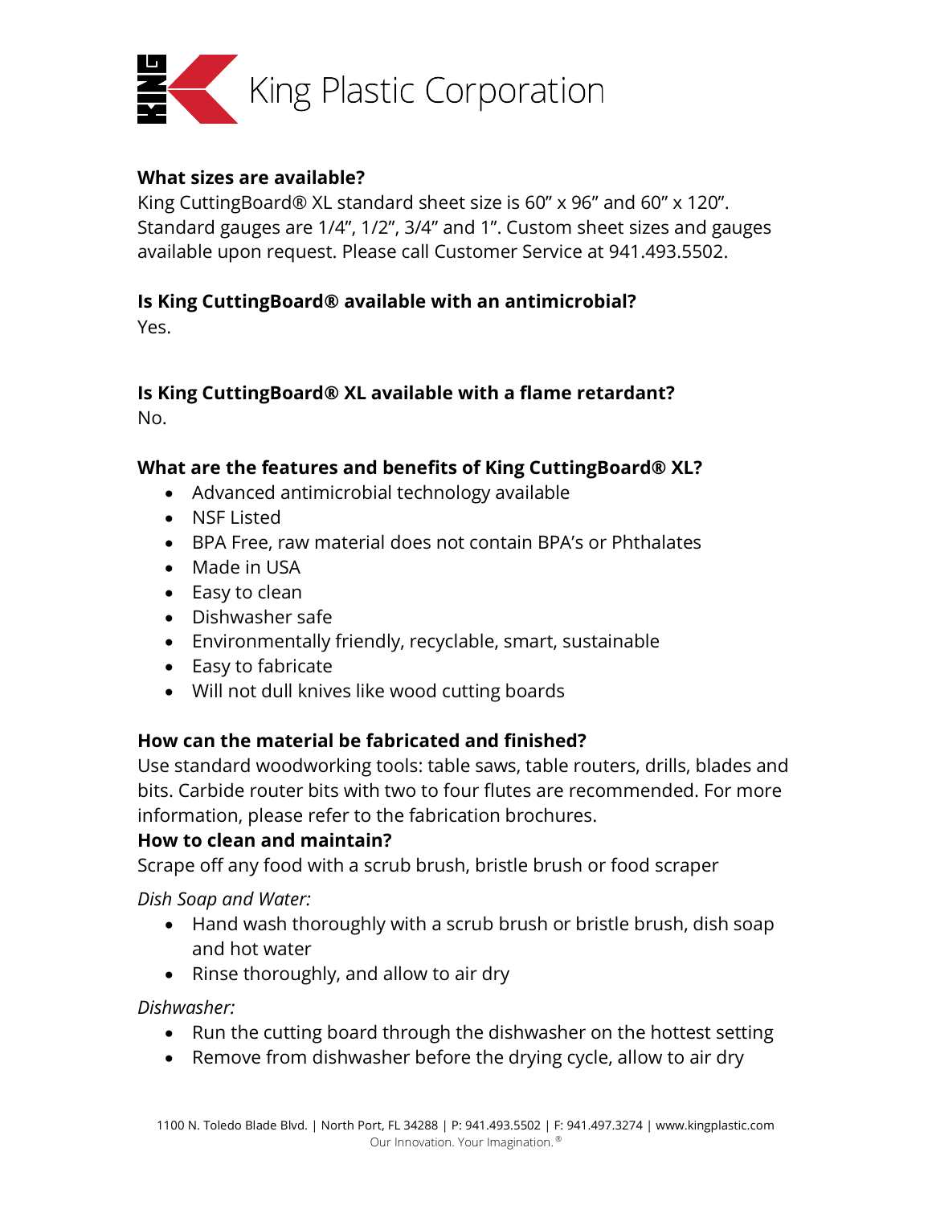King Plastic Corporation

**What sizes are available?**

King CuttingBoard® XL standard sheet size is 60" x 96" and 60" x 120". Standard gauges are 1/4", 1/2", 3/4" and 1". Custom sheet sizes and gauges available upon request. Please call Customer Service at 941.493.5502.

**Is King CuttingBoard® available with an antimicrobial?**

Yes.

**Is King CuttingBoard® XL available with a flame retardant?**

No.

**What are the features and benefits of King CuttingBoard® XL?**

- Advanced antimicrobial technology available
- NSF Listed
- BPA Free, raw material does not contain BPA's or Phthalates
- Made in USA
- Easy to clean
- Dishwasher safe
- Environmentally friendly, recyclable, smart, sustainable
- Easy to fabricate
- Will not dull knives like wood cutting boards

**How can the material be fabricated and finished?**

Use standard woodworking tools: table saws, table routers, drills, blades and bits. Carbide router bits with two to four flutes are recommended. For more information, please refer to the fabrication brochures.

**How to clean and maintain?**

Scrape off any food with a scrub brush, bristle brush or food scraper

*Dish Soap and Water:*

- Hand wash thoroughly with a scrub brush or bristle brush, dish soap and hot water
- Rinse thoroughly, and allow to air dry

*Dishwasher:*

- Run the cutting board through the dishwasher on the hottest setting
- Remove from dishwasher before the drying cycle, allow to air dry

1100 N. Toledo Blade Blvd. | North Port, FL 34288 | P: 941.493.5502 | F: 941.497.3274 | www.kingplastic.com
Our Innovation. Your Imagination.®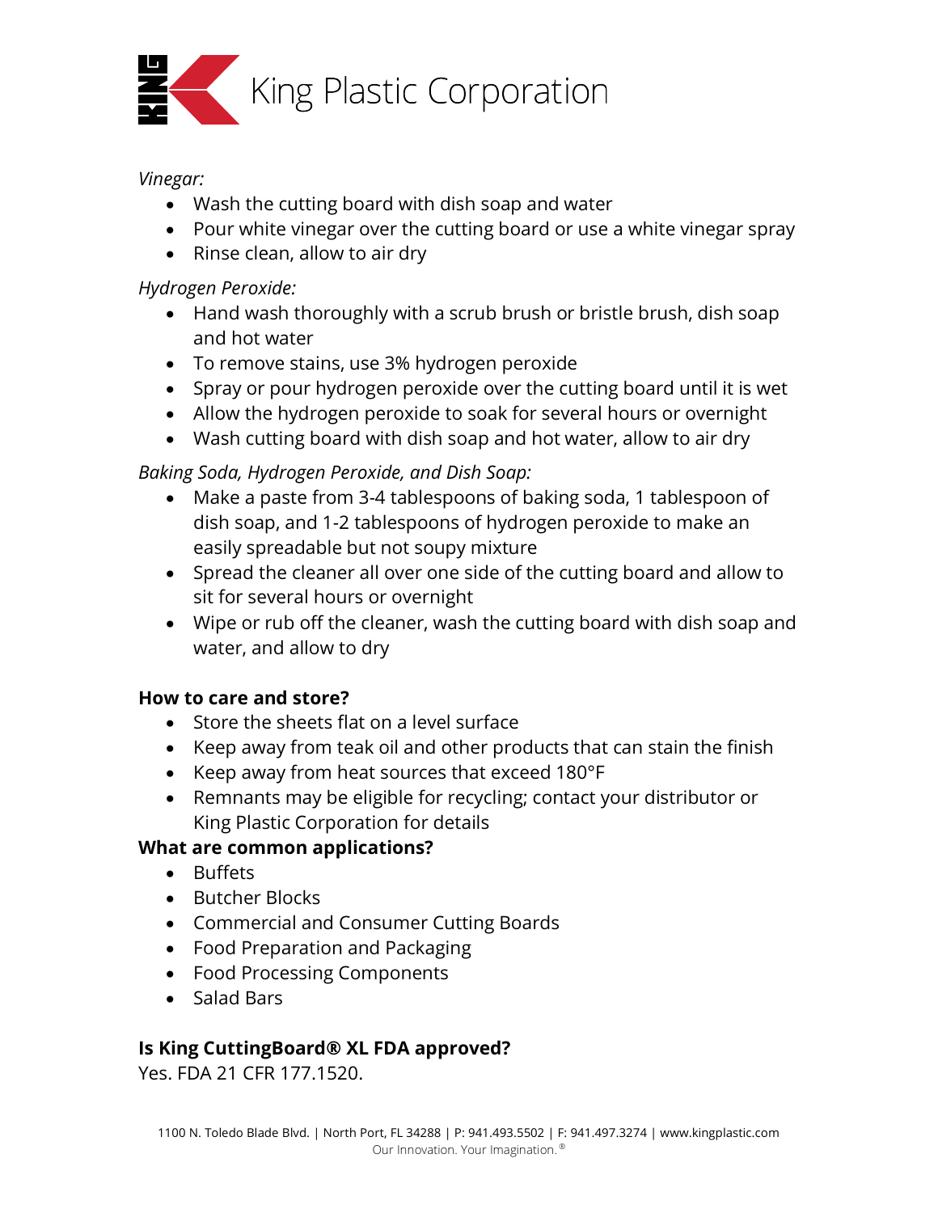*Vinegar:*

- Wash the cutting board with dish soap and water
- Pour white vinegar over the cutting board or use a white vinegar spray
- Rinse clean, allow to air dry

*Hydrogen Peroxide:*

- Hand wash thoroughly with a scrub brush or bristle brush, dish soap and hot water
- To remove stains, use 3% hydrogen peroxide
- Spray or pour hydrogen peroxide over the cutting board until it is wet
- Allow the hydrogen peroxide to soak for several hours or overnight
- Wash cutting board with dish soap and hot water, allow to air dry

*Baking Soda, Hydrogen Peroxide, and Dish Soap:*

- Make a paste from 3-4 tablespoons of baking soda, 1 tablespoon of dish soap, and 1-2 tablespoons of hydrogen peroxide to make an easily spreadable but not soupy mixture
- Spread the cleaner all over one side of the cutting board and allow to sit for several hours or overnight
- Wipe or rub off the cleaner, wash the cutting board with dish soap and water, and allow to dry

**How to care and store?**

- Store the sheets flat on a level surface
- Keep away from teak oil and other products that can stain the finish
- Keep away from heat sources that exceed 180°F
- Remnants may be eligible for recycling; contact your distributor or King Plastic Corporation for details

**What are common applications?**

- Buffets
- Butcher Blocks
- Commercial and Consumer Cutting Boards
- Food Preparation and Packaging
- Food Processing Components
- Salad Bars

**Is King CuttingBoard® XL FDA approved?**

Yes. FDA 21 CFR 177.1520.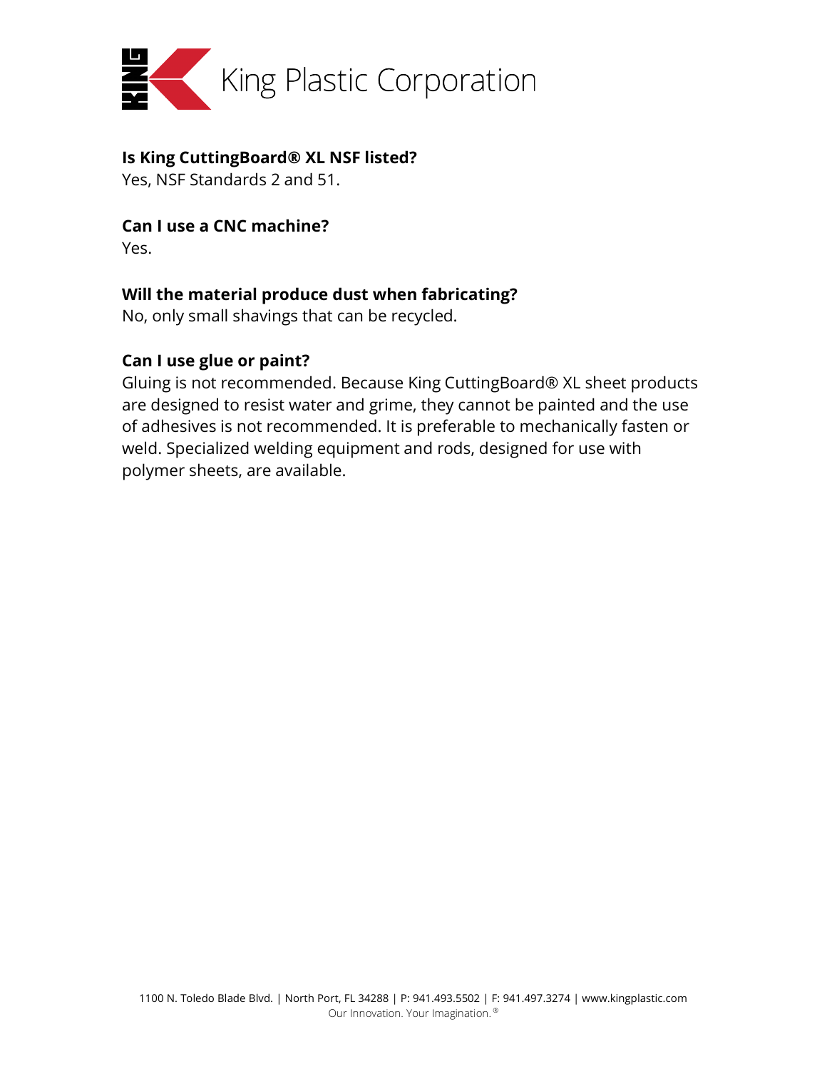King Plastic Corporation

**Is King CuttingBoard® XL NSF listed?**
Yes, NSF Standards 2 and 51.

**Can I use a CNC machine?**
Yes.

**Will the material produce dust when fabricating?**
No, only small shavings that can be recycled.

**Can I use glue or paint?**
Gluing is not recommended. Because King CuttingBoard® XL sheet products are designed to resist water and grime, they cannot be painted and the use of adhesives is not recommended. It is preferable to mechanically fasten or weld. Specialized welding equipment and rods, designed for use with polymer sheets, are available.